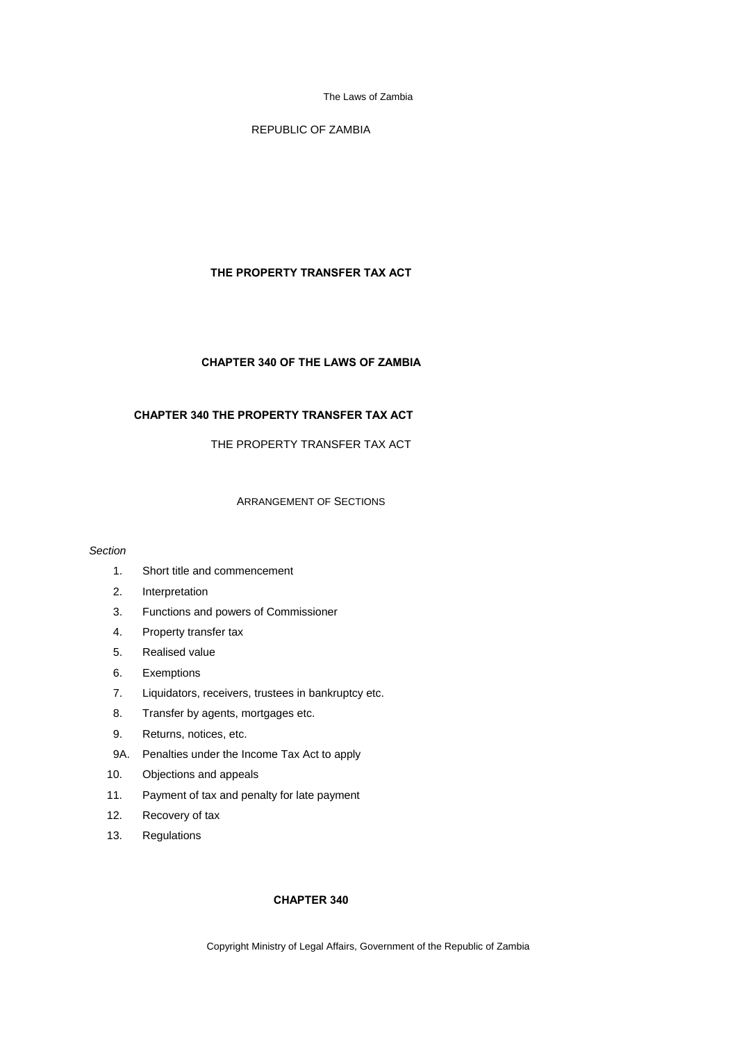REPUBLIC OF ZAMBIA

# THE PROPERTY TRANSFER TAX ACT

## CHAPTER 340 OF THE LAWS OF ZAMBIA

## CHAPTER 340 THE PROPERTY TRANSFER TAX ACT

THE PROPERTY TRANSFER TAX ACT

ARRANGEMENT OF SECTIONS

*Section*

1. Short title and commencement
2. Interpretation
3. Functions and powers of Commissioner
4. Property transfer tax
5. Realised value
6. Exemptions
7. Liquidators, receivers, trustees in bankruptcy etc.
8. Transfer by agents, mortgages etc.
9. Returns, notices, etc.

9A. Penalties under the Income Tax Act to apply

10. Objections and appeals
11. Payment of tax and penalty for late payment
12. Recovery of tax
13. Regulations

## CHAPTER 340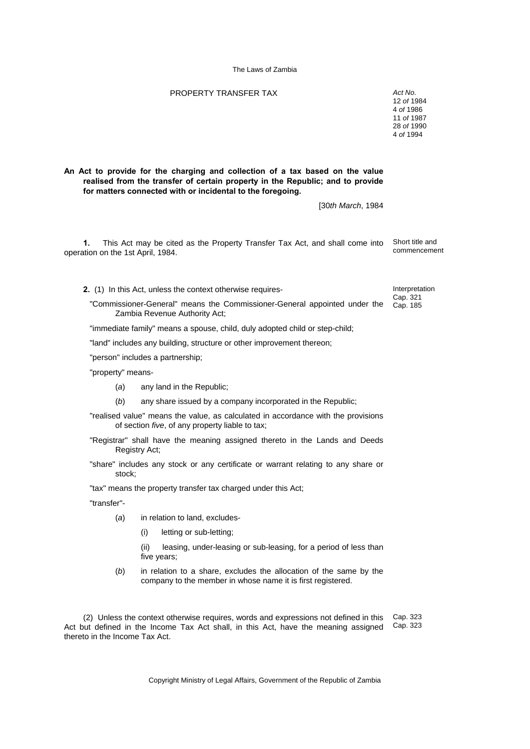# PROPERTY TRANSFER TAX

*Act No.*
12 *of* 1984
4 *of* 1986
11 *of* 1987
28 *of* 1990
4 *of* 1994

**An Act to provide for the charging and collection of a tax based on the value realised from the transfer of certain property in the Republic; and to provide for matters connected with or incidental to the foregoing.**

[30*th March*, 1984

*Short title and commencement*

**1.** This Act may be cited as the Property Transfer Tax Act, and shall come into operation on the 1st April, 1984.

*Interpretation*
*Cap. 321*
*Cap. 185*

**2.** (1) In this Act, unless the context otherwise requires-

"Commissioner-General" means the Commissioner-General appointed under the Zambia Revenue Authority Act;

"immediate family" means a spouse, child, duly adopted child or step-child;

"land" includes any building, structure or other improvement thereon;

"person" includes a partnership;

"property" means-

(*a*) any land in the Republic;

(*b*) any share issued by a company incorporated in the Republic;

"realised value" means the value, as calculated in accordance with the provisions of section *five*, of any property liable to tax;

"Registrar" shall have the meaning assigned thereto in the Lands and Deeds Registry Act;

"share" includes any stock or any certificate or warrant relating to any share or stock;

"tax" means the property transfer tax charged under this Act;

"transfer"-

(*a*) in relation to land, excludes-

(i) letting or sub-letting;

(ii) leasing, under-leasing or sub-leasing, for a period of less than five years;

(*b*) in relation to a share, excludes the allocation of the same by the company to the member in whose name it is first registered.

*Cap. 323*
*Cap. 323*

(2) Unless the context otherwise requires, words and expressions not defined in this Act but defined in the Income Tax Act shall, in this Act, have the meaning assigned thereto in the Income Tax Act.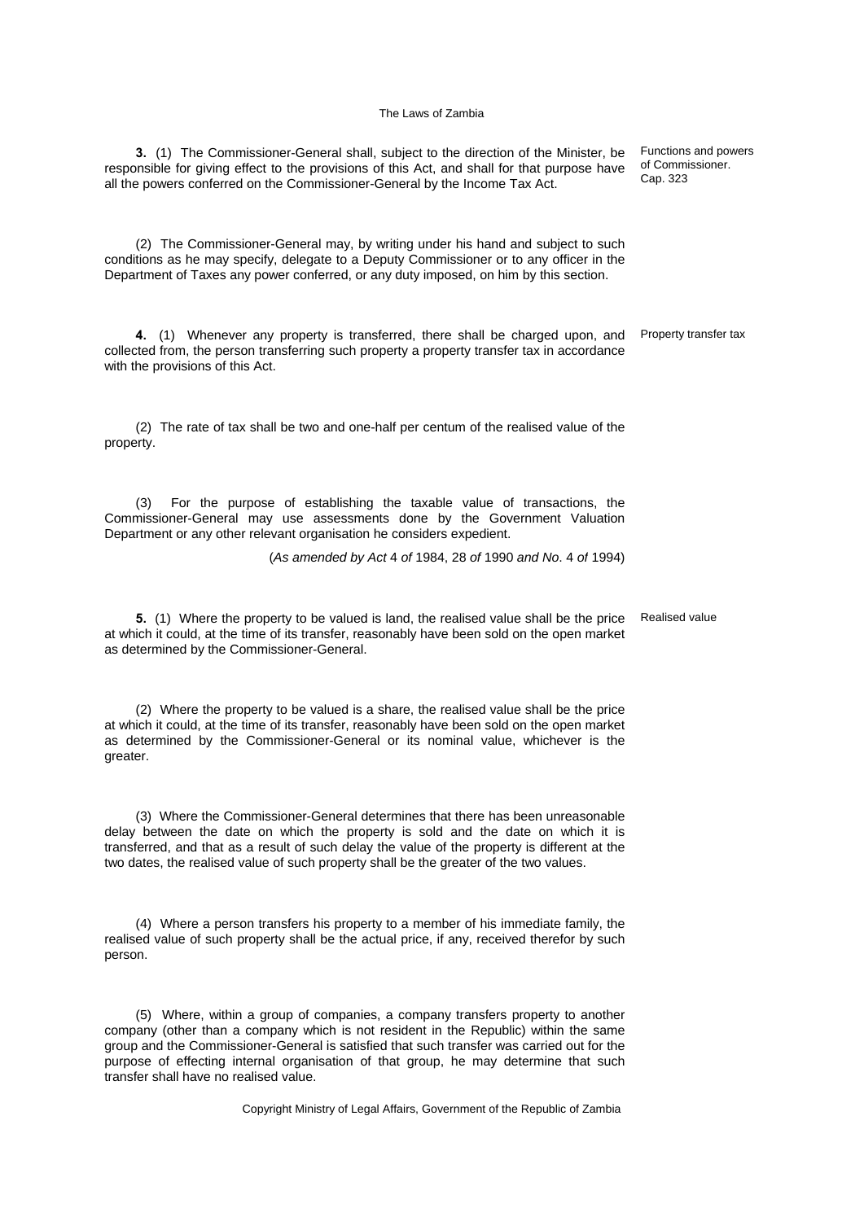**3.** (1) The Commissioner-General shall, subject to the direction of the Minister, be responsible for giving effect to the provisions of this Act, and shall for that purpose have all the powers conferred on the Commissioner-General by the Income Tax Act.

Functions and powers of Commissioner. Cap. 323

(2) The Commissioner-General may, by writing under his hand and subject to such conditions as he may specify, delegate to a Deputy Commissioner or to any officer in the Department of Taxes any power conferred, or any duty imposed, on him by this section.

**4.** (1) Whenever any property is transferred, there shall be charged upon, and collected from, the person transferring such property a property transfer tax in accordance with the provisions of this Act.

Property transfer tax

(2) The rate of tax shall be two and one-half per centum of the realised value of the property.

(3) For the purpose of establishing the taxable value of transactions, the Commissioner-General may use assessments done by the Government Valuation Department or any other relevant organisation he considers expedient.

(*As amended by Act* 4 *of* 1984, 28 *of* 1990 *and No*. 4 *of* 1994)

**5.** (1) Where the property to be valued is land, the realised value shall be the price at which it could, at the time of its transfer, reasonably have been sold on the open market as determined by the Commissioner-General.

Realised value

(2) Where the property to be valued is a share, the realised value shall be the price at which it could, at the time of its transfer, reasonably have been sold on the open market as determined by the Commissioner-General or its nominal value, whichever is the greater.

(3) Where the Commissioner-General determines that there has been unreasonable delay between the date on which the property is sold and the date on which it is transferred, and that as a result of such delay the value of the property is different at the two dates, the realised value of such property shall be the greater of the two values.

(4) Where a person transfers his property to a member of his immediate family, the realised value of such property shall be the actual price, if any, received therefor by such person.

(5) Where, within a group of companies, a company transfers property to another company (other than a company which is not resident in the Republic) within the same group and the Commissioner-General is satisfied that such transfer was carried out for the purpose of effecting internal organisation of that group, he may determine that such transfer shall have no realised value.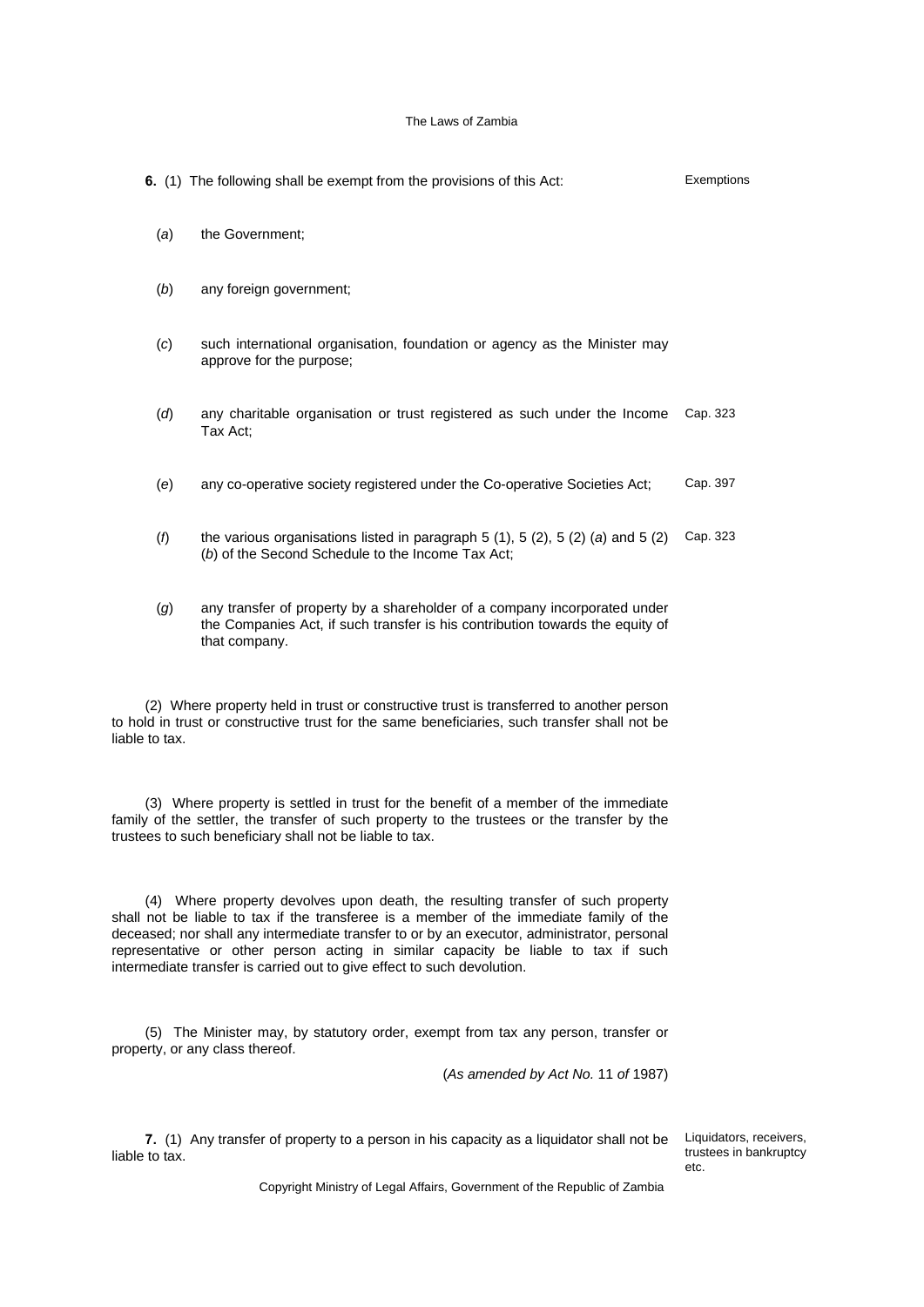**6.** (1) The following shall be exempt from the provisions of this Act: Exemptions

(*a*) the Government;

(*b*) any foreign government;

(*c*) such international organisation, foundation or agency as the Minister may approve for the purpose;

(*d*) any charitable organisation or trust registered as such under the Income Tax Act; Cap. 323

(*e*) any co-operative society registered under the Co-operative Societies Act; Cap. 397

(*f*) the various organisations listed in paragraph 5 (1), 5 (2), 5 (2) (*a*) and 5 (2) (*b*) of the Second Schedule to the Income Tax Act; Cap. 323

(*g*) any transfer of property by a shareholder of a company incorporated under the Companies Act, if such transfer is his contribution towards the equity of that company.

(2) Where property held in trust or constructive trust is transferred to another person to hold in trust or constructive trust for the same beneficiaries, such transfer shall not be liable to tax.

(3) Where property is settled in trust for the benefit of a member of the immediate family of the settler, the transfer of such property to the trustees or the transfer by the trustees to such beneficiary shall not be liable to tax.

(4) Where property devolves upon death, the resulting transfer of such property shall not be liable to tax if the transferee is a member of the immediate family of the deceased; nor shall any intermediate transfer to or by an executor, administrator, personal representative or other person acting in similar capacity be liable to tax if such intermediate transfer is carried out to give effect to such devolution.

(5) The Minister may, by statutory order, exempt from tax any person, transfer or property, or any class thereof.

(*As amended by Act No.* 11 *of* 1987)

**7.** (1) Any transfer of property to a person in his capacity as a liquidator shall not be liable to tax. Liquidators, receivers, trustees in bankruptcy etc.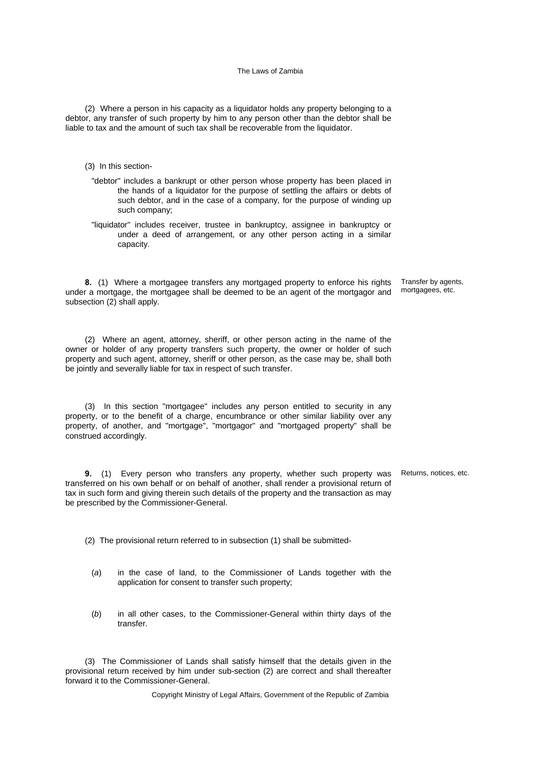(2) Where a person in his capacity as a liquidator holds any property belonging to a debtor, any transfer of such property by him to any person other than the debtor shall be liable to tax and the amount of such tax shall be recoverable from the liquidator.

(3) In this section-

"debtor" includes a bankrupt or other person whose property has been placed in the hands of a liquidator for the purpose of settling the affairs or debts of such debtor, and in the case of a company, for the purpose of winding up such company;

"liquidator" includes receiver, trustee in bankruptcy, assignee in bankruptcy or under a deed of arrangement, or any other person acting in a similar capacity.

*Transfer by agents, mortgagees, etc.*

**8.** (1) Where a mortgagee transfers any mortgaged property to enforce his rights under a mortgage, the mortgagee shall be deemed to be an agent of the mortgagor and subsection (2) shall apply.

(2) Where an agent, attorney, sheriff, or other person acting in the name of the owner or holder of any property transfers such property, the owner or holder of such property and such agent, attorney, sheriff or other person, as the case may be, shall both be jointly and severally liable for tax in respect of such transfer.

(3) In this section "mortgagee" includes any person entitled to security in any property, or to the benefit of a charge, encumbrance or other similar liability over any property, of another, and "mortgage", "mortgagor" and "mortgaged property" shall be construed accordingly.

*Returns, notices, etc.*

**9.** (1) Every person who transfers any property, whether such property was transferred on his own behalf or on behalf of another, shall render a provisional return of tax in such form and giving therein such details of the property and the transaction as may be prescribed by the Commissioner-General.

(2) The provisional return referred to in subsection (1) shall be submitted-

(*a*) in the case of land, to the Commissioner of Lands together with the application for consent to transfer such property;

(*b*) in all other cases, to the Commissioner-General within thirty days of the transfer.

(3) The Commissioner of Lands shall satisfy himself that the details given in the provisional return received by him under sub-section (2) are correct and shall thereafter forward it to the Commissioner-General.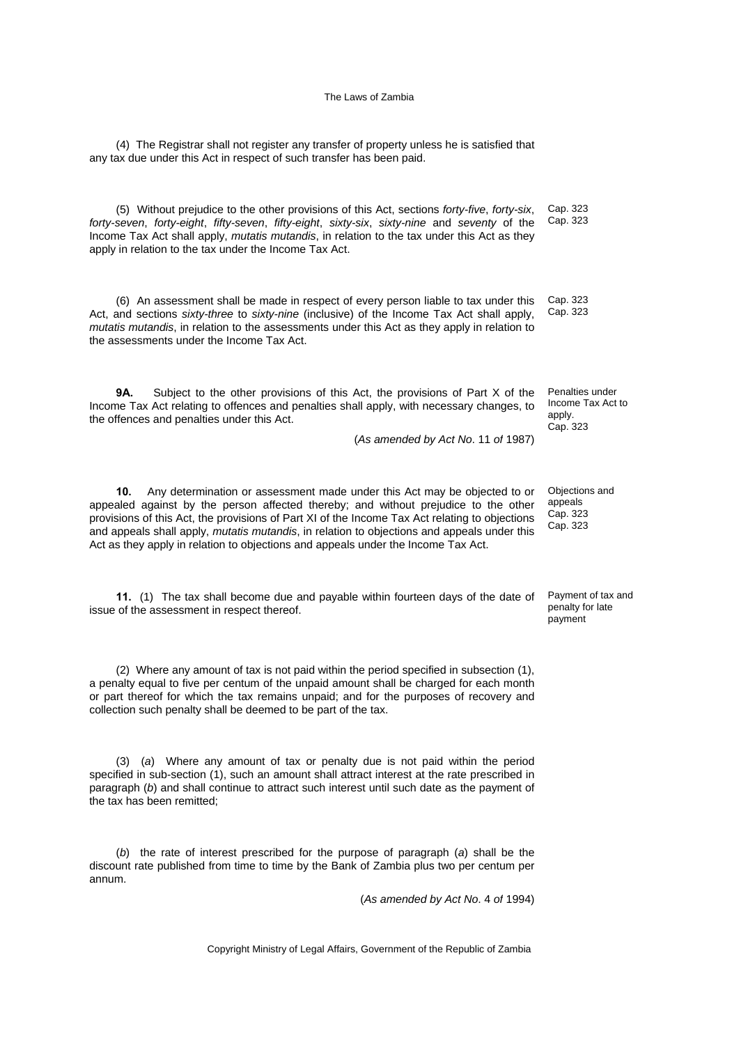(4) The Registrar shall not register any transfer of property unless he is satisfied that any tax due under this Act in respect of such transfer has been paid.

(5) Without prejudice to the other provisions of this Act, sections *forty-five*, *forty-six*, *forty-seven*, *forty-eight*, *fifty-seven*, *fifty-eight*, *sixty-six*, *sixty-nine* and *seventy* of the Income Tax Act shall apply, *mutatis mutandis*, in relation to the tax under this Act as they apply in relation to the tax under the Income Tax Act.

Cap. 323
Cap. 323

(6) An assessment shall be made in respect of every person liable to tax under this Act, and sections *sixty-three* to *sixty-nine* (inclusive) of the Income Tax Act shall apply, *mutatis mutandis*, in relation to the assessments under this Act as they apply in relation to the assessments under the Income Tax Act.

Cap. 323
Cap. 323

Penalties under Income Tax Act to apply.
Cap. 323

**9A.** Subject to the other provisions of this Act, the provisions of Part X of the Income Tax Act relating to offences and penalties shall apply, with necessary changes, to the offences and penalties under this Act.

(*As amended by Act No*. 11 *of* 1987)

Objections and appeals
Cap. 323
Cap. 323

**10.** Any determination or assessment made under this Act may be objected to or appealed against by the person affected thereby; and without prejudice to the other provisions of this Act, the provisions of Part XI of the Income Tax Act relating to objections and appeals shall apply, *mutatis mutandis*, in relation to objections and appeals under this Act as they apply in relation to objections and appeals under the Income Tax Act.

Payment of tax and penalty for late payment

**11.** (1) The tax shall become due and payable within fourteen days of the date of issue of the assessment in respect thereof.

(2) Where any amount of tax is not paid within the period specified in subsection (1), a penalty equal to five per centum of the unpaid amount shall be charged for each month or part thereof for which the tax remains unpaid; and for the purposes of recovery and collection such penalty shall be deemed to be part of the tax.

(3) (*a*) Where any amount of tax or penalty due is not paid within the period specified in sub-section (1), such an amount shall attract interest at the rate prescribed in paragraph (*b*) and shall continue to attract such interest until such date as the payment of the tax has been remitted;

(*b*) the rate of interest prescribed for the purpose of paragraph (*a*) shall be the discount rate published from time to time by the Bank of Zambia plus two per centum per annum.

(*As amended by Act No*. 4 *of* 1994)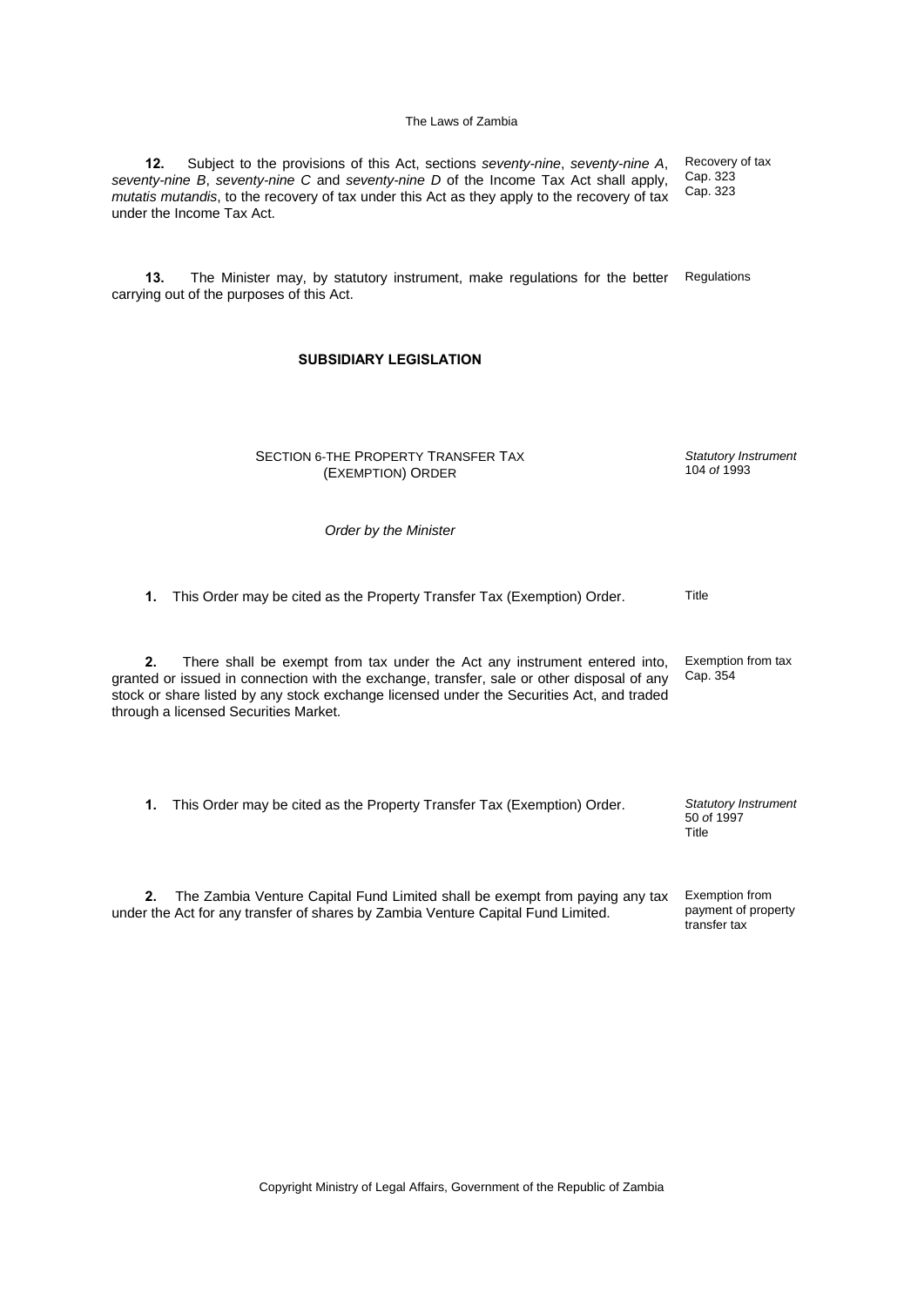**12.** Subject to the provisions of this Act, sections *seventy-nine*, *seventy-nine A*, *seventy-nine B*, *seventy-nine C* and *seventy-nine D* of the Income Tax Act shall apply, *mutatis mutandis*, to the recovery of tax under this Act as they apply to the recovery of tax under the Income Tax Act.

Recovery of tax
Cap. 323
Cap. 323

**13.** The Minister may, by statutory instrument, make regulations for the better carrying out of the purposes of this Act.

Regulations

## SUBSIDIARY LEGISLATION

### SECTION 6-THE PROPERTY TRANSFER TAX (EXEMPTION) ORDER

*Statutory Instrument* 104 *of* 1993

*Order by the Minister*

**1.** This Order may be cited as the Property Transfer Tax (Exemption) Order.

Title

**2.** There shall be exempt from tax under the Act any instrument entered into, granted or issued in connection with the exchange, transfer, sale or other disposal of any stock or share listed by any stock exchange licensed under the Securities Act, and traded through a licensed Securities Market.

Exemption from tax
Cap. 354

**1.** This Order may be cited as the Property Transfer Tax (Exemption) Order.

*Statutory Instrument* 50 of 1997
Title

**2.** The Zambia Venture Capital Fund Limited shall be exempt from paying any tax under the Act for any transfer of shares by Zambia Venture Capital Fund Limited.

Exemption from payment of property transfer tax